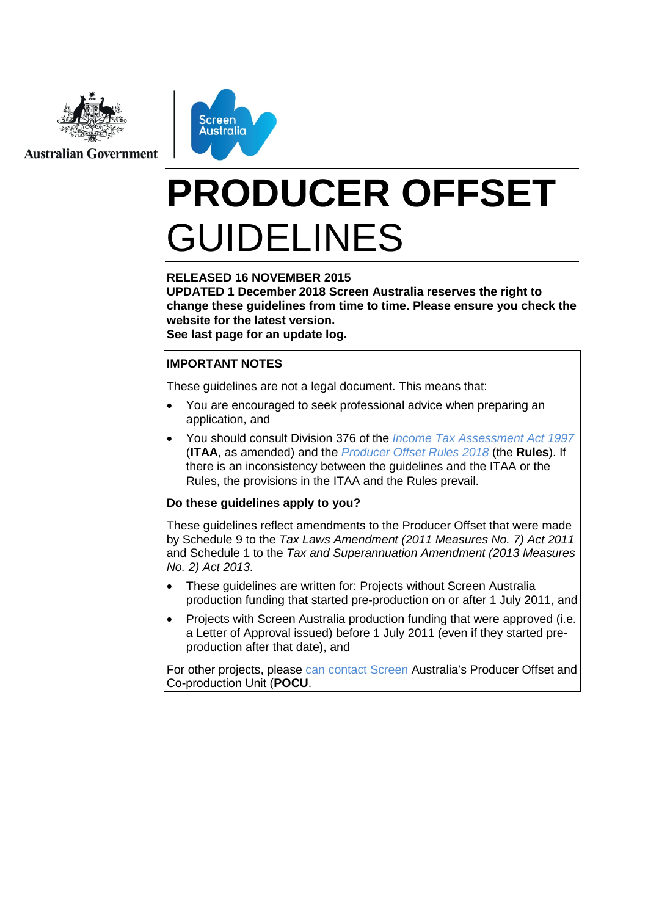Australian Government

Screen Australia

# PRODUCER OFFSET GUIDELINES

**RELEASED 16 NOVEMBER 2015**
**UPDATED 1 December 2018 Screen Australia reserves the right to change these guidelines from time to time. Please ensure you check the website for the latest version.**
**See last page for an update log.**

**IMPORTANT NOTES**

These guidelines are not a legal document. This means that:

- You are encouraged to seek professional advice when preparing an application, and
- You should consult Division 376 of the *Income Tax Assessment Act 1997* (**ITAA**, as amended) and the *Producer Offset Rules 2018* (the **Rules**). If there is an inconsistency between the guidelines and the ITAA or the Rules, the provisions in the ITAA and the Rules prevail.

**Do these guidelines apply to you?**

These guidelines reflect amendments to the Producer Offset that were made by Schedule 9 to the *Tax Laws Amendment (2011 Measures No. 7) Act 2011* and Schedule 1 to the *Tax and Superannuation Amendment (2013 Measures No. 2) Act 2013*.

- These guidelines are written for: Projects without Screen Australia production funding that started pre-production on or after 1 July 2011, and
- Projects with Screen Australia production funding that were approved (i.e. a Letter of Approval issued) before 1 July 2011 (even if they started pre-production after that date), and

For other projects, please can contact Screen Australia's Producer Offset and Co-production Unit (**POCU**.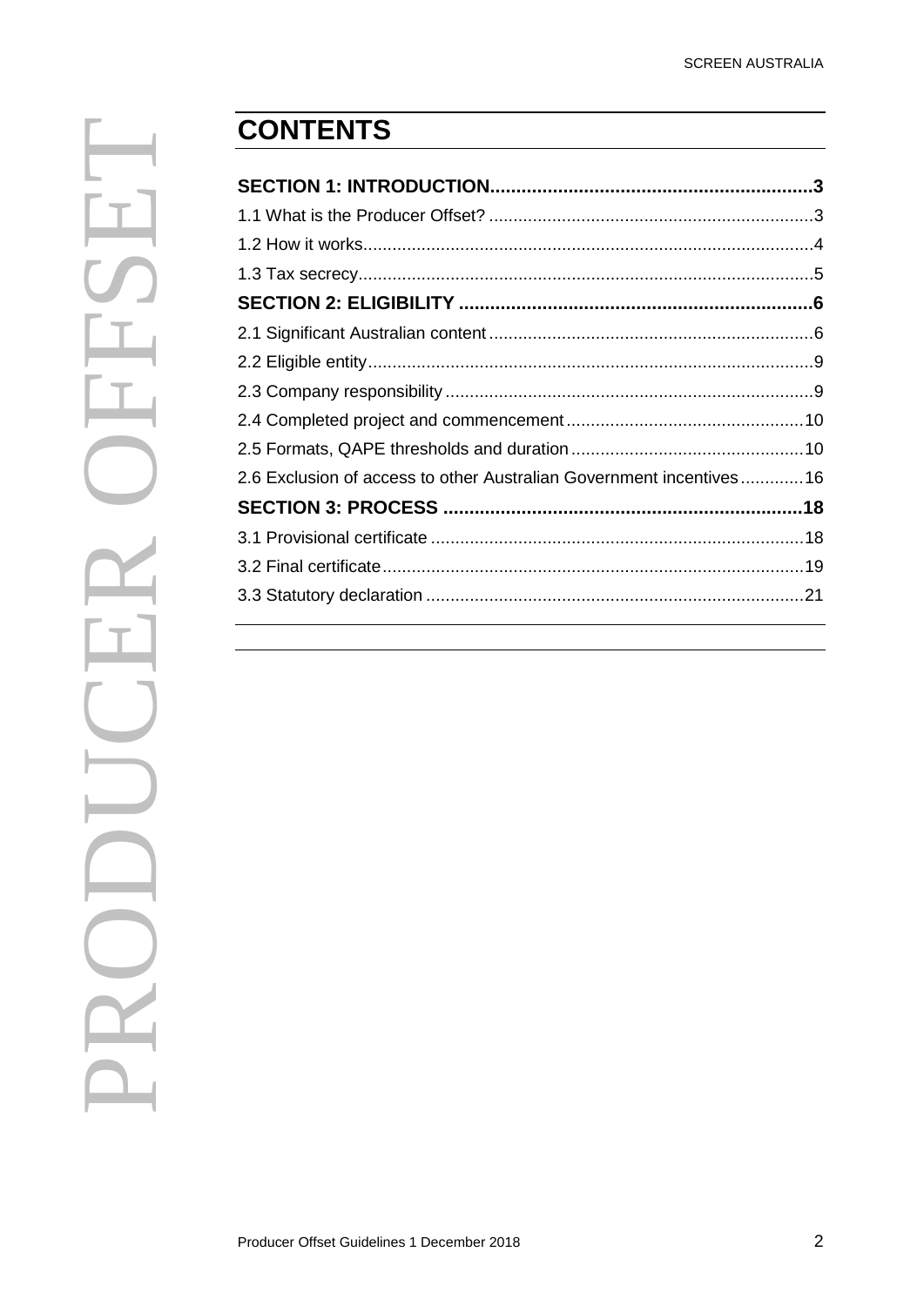# CONTENTS

**SECTION 1: INTRODUCTION.............................................................3**

1.1 What is the Producer Offset? ..................................................................3

1.2 How it works...........................................................................................4

1.3 Tax secrecy............................................................................................5

**SECTION 2: ELIGIBILITY ...................................................................6**

2.1 Significant Australian content ..................................................................6

2.2 Eligible entity...........................................................................................9

2.3 Company responsibility ...........................................................................9

2.4 Completed project and commencement ................................................10

2.5 Formats, QAPE thresholds and duration ...............................................10

2.6 Exclusion of access to other Australian Government incentives.............16

**SECTION 3: PROCESS .....................................................................18**

3.1 Provisional certificate ............................................................................18

3.2 Final certificate......................................................................................19

3.3 Statutory declaration .............................................................................21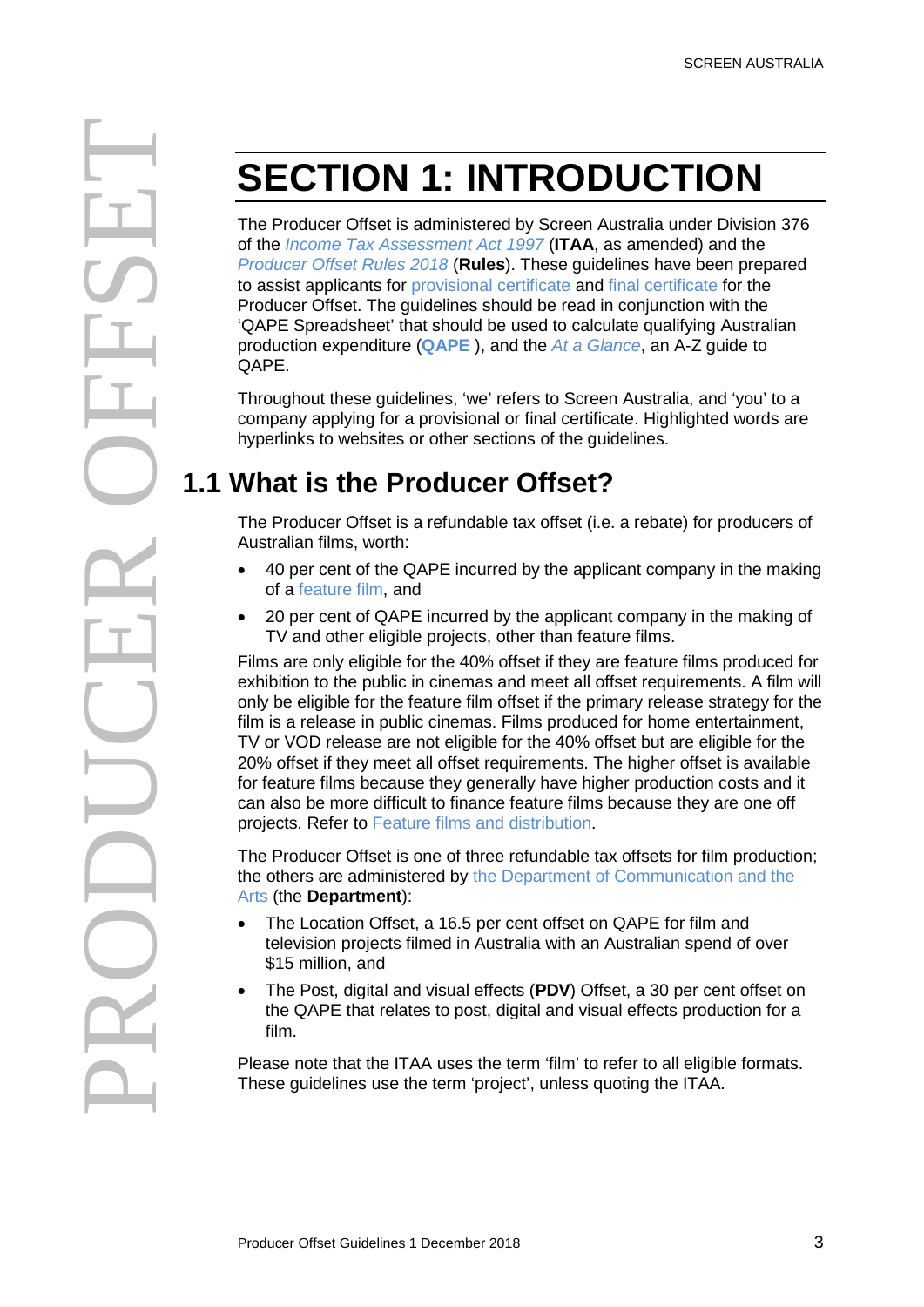# SECTION 1: INTRODUCTION

The Producer Offset is administered by Screen Australia under Division 376 of the *Income Tax Assessment Act 1997* (**ITAA**, as amended) and the *Producer Offset Rules 2018* (**Rules**). These guidelines have been prepared to assist applicants for provisional certificate and final certificate for the Producer Offset. The guidelines should be read in conjunction with the 'QAPE Spreadsheet' that should be used to calculate qualifying Australian production expenditure (**QAPE** ), and the *At a Glance*, an A-Z guide to QAPE.

Throughout these guidelines, 'we' refers to Screen Australia, and 'you' to a company applying for a provisional or final certificate. Highlighted words are hyperlinks to websites or other sections of the guidelines.

## 1.1 What is the Producer Offset?

The Producer Offset is a refundable tax offset (i.e. a rebate) for producers of Australian films, worth:

- 40 per cent of the QAPE incurred by the applicant company in the making of a feature film, and
- 20 per cent of QAPE incurred by the applicant company in the making of TV and other eligible projects, other than feature films.

Films are only eligible for the 40% offset if they are feature films produced for exhibition to the public in cinemas and meet all offset requirements. A film will only be eligible for the feature film offset if the primary release strategy for the film is a release in public cinemas. Films produced for home entertainment, TV or VOD release are not eligible for the 40% offset but are eligible for the 20% offset if they meet all offset requirements. The higher offset is available for feature films because they generally have higher production costs and it can also be more difficult to finance feature films because they are one off projects. Refer to Feature films and distribution.

The Producer Offset is one of three refundable tax offsets for film production; the others are administered by the Department of Communication and the Arts (the **Department**):

- The Location Offset, a 16.5 per cent offset on QAPE for film and television projects filmed in Australia with an Australian spend of over $15 million, and
- The Post, digital and visual effects (**PDV**) Offset, a 30 per cent offset on the QAPE that relates to post, digital and visual effects production for a film.

Please note that the ITAA uses the term 'film' to refer to all eligible formats. These guidelines use the term 'project', unless quoting the ITAA.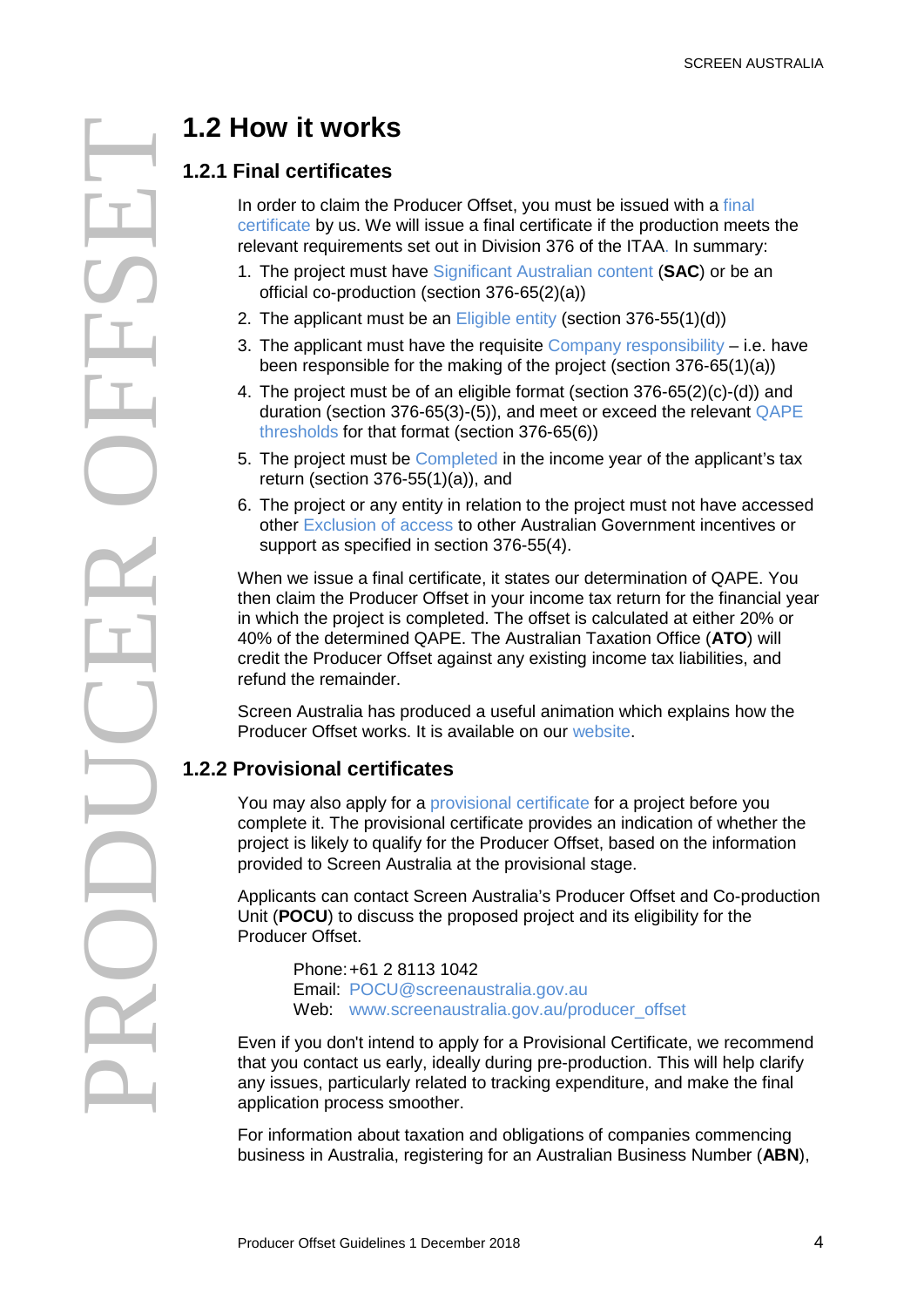## 1.2 How it works

### 1.2.1 Final certificates

In order to claim the Producer Offset, you must be issued with a final certificate by us. We will issue a final certificate if the production meets the relevant requirements set out in Division 376 of the ITAA. In summary:

1. The project must have Significant Australian content (**SAC**) or be an official co-production (section 376-65(2)(a))
2. The applicant must be an Eligible entity (section 376-55(1)(d))
3. The applicant must have the requisite Company responsibility – i.e. have been responsible for the making of the project (section 376-65(1)(a))
4. The project must be of an eligible format (section 376-65(2)(c)-(d)) and duration (section 376-65(3)-(5)), and meet or exceed the relevant QAPE thresholds for that format (section 376-65(6))
5. The project must be Completed in the income year of the applicant's tax return (section 376-55(1)(a)), and
6. The project or any entity in relation to the project must not have accessed other Exclusion of access to other Australian Government incentives or support as specified in section 376-55(4).

When we issue a final certificate, it states our determination of QAPE. You then claim the Producer Offset in your income tax return for the financial year in which the project is completed. The offset is calculated at either 20% or 40% of the determined QAPE. The Australian Taxation Office (**ATO**) will credit the Producer Offset against any existing income tax liabilities, and refund the remainder.

Screen Australia has produced a useful animation which explains how the Producer Offset works. It is available on our website.

### 1.2.2 Provisional certificates

You may also apply for a provisional certificate for a project before you complete it. The provisional certificate provides an indication of whether the project is likely to qualify for the Producer Offset, based on the information provided to Screen Australia at the provisional stage.

Applicants can contact Screen Australia's Producer Offset and Co-production Unit (**POCU**) to discuss the proposed project and its eligibility for the Producer Offset.

Phone: +61 2 8113 1042
Email: POCU@screenaustralia.gov.au
Web: www.screenaustralia.gov.au/producer_offset

Even if you don't intend to apply for a Provisional Certificate, we recommend that you contact us early, ideally during pre-production. This will help clarify any issues, particularly related to tracking expenditure, and make the final application process smoother.

For information about taxation and obligations of companies commencing business in Australia, registering for an Australian Business Number (**ABN**),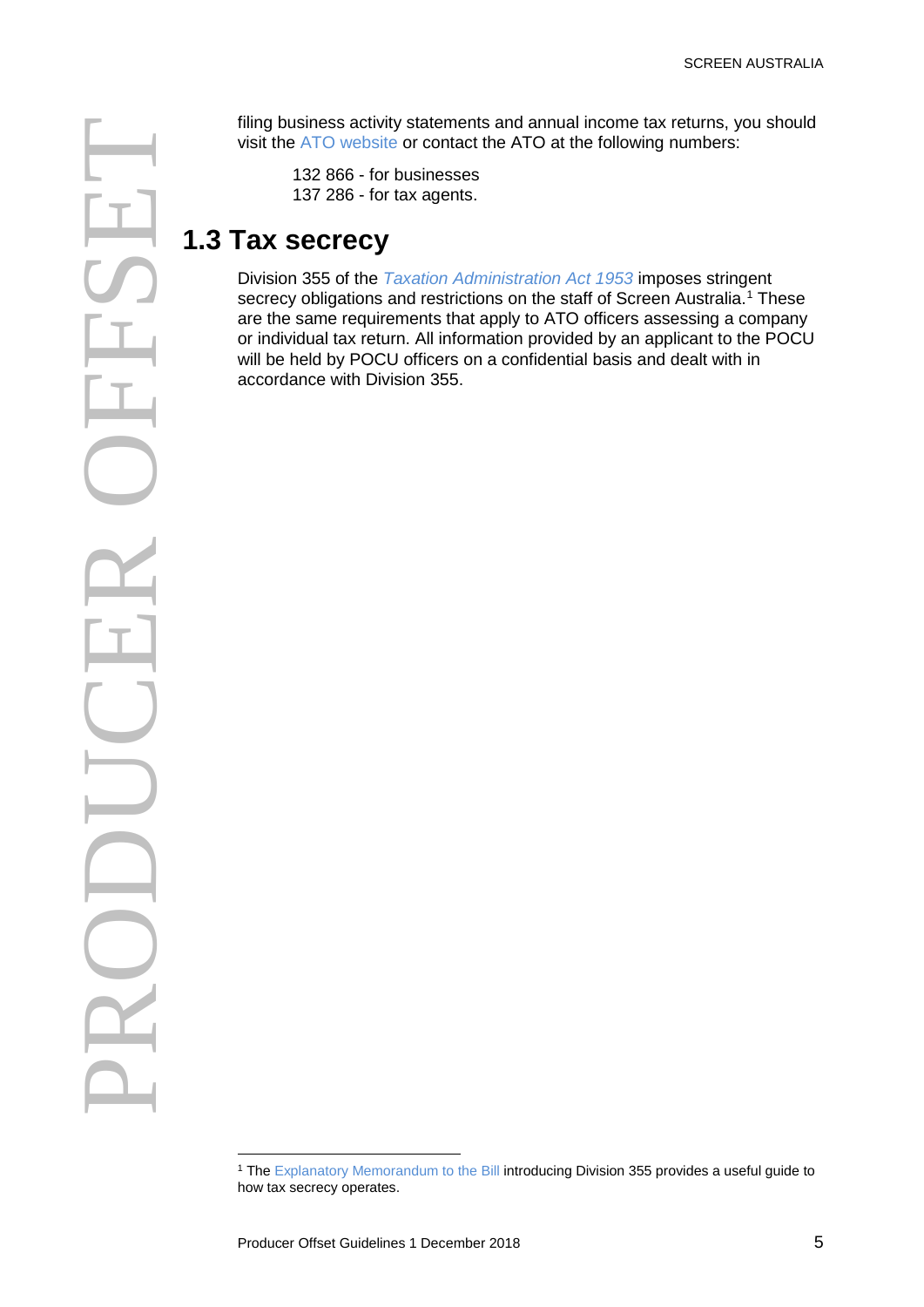filing business activity statements and annual income tax returns, you should visit the ATO website or contact the ATO at the following numbers:

132 866 - for businesses
137 286 - for tax agents.

## 1.3 Tax secrecy

Division 355 of the *Taxation Administration Act 1953* imposes stringent secrecy obligations and restrictions on the staff of Screen Australia.[1] These are the same requirements that apply to ATO officers assessing a company or individual tax return. All information provided by an applicant to the POCU will be held by POCU officers on a confidential basis and dealt with in accordance with Division 355.

[1] The Explanatory Memorandum to the Bill introducing Division 355 provides a useful guide to how tax secrecy operates.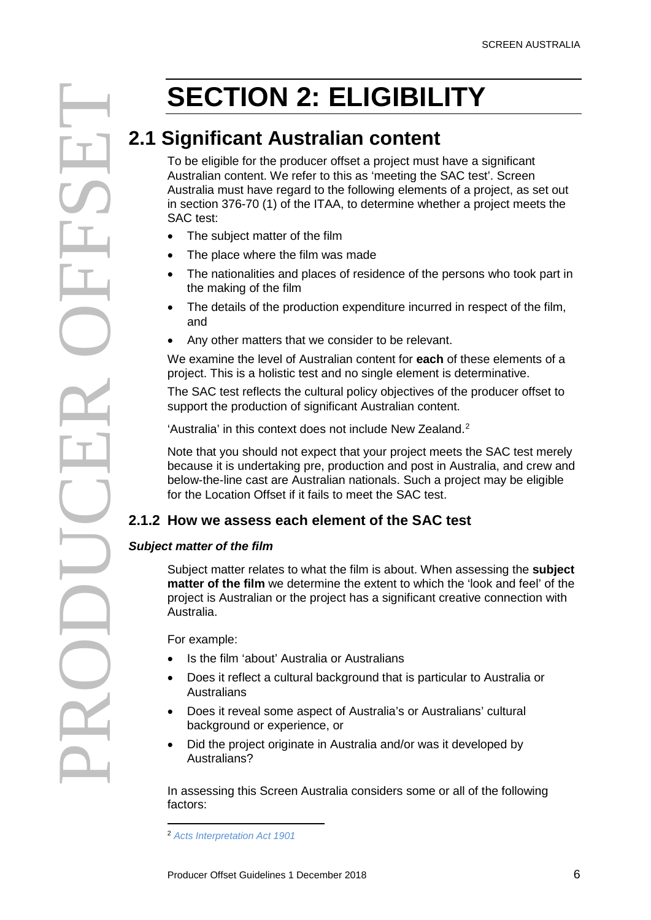# SECTION 2: ELIGIBILITY

## 2.1 Significant Australian content

To be eligible for the producer offset a project must have a significant Australian content. We refer to this as 'meeting the SAC test'. Screen Australia must have regard to the following elements of a project, as set out in section 376-70 (1) of the ITAA, to determine whether a project meets the SAC test:

- The subject matter of the film
- The place where the film was made
- The nationalities and places of residence of the persons who took part in the making of the film
- The details of the production expenditure incurred in respect of the film, and
- Any other matters that we consider to be relevant.

We examine the level of Australian content for **each** of these elements of a project. This is a holistic test and no single element is determinative.

The SAC test reflects the cultural policy objectives of the producer offset to support the production of significant Australian content.

'Australia' in this context does not include New Zealand.[2]

Note that you should not expect that your project meets the SAC test merely because it is undertaking pre, production and post in Australia, and crew and below-the-line cast are Australian nationals. Such a project may be eligible for the Location Offset if it fails to meet the SAC test.

### 2.1.2 How we assess each element of the SAC test

#### *Subject matter of the film*

Subject matter relates to what the film is about. When assessing the **subject matter of the film** we determine the extent to which the 'look and feel' of the project is Australian or the project has a significant creative connection with Australia.

For example:

- Is the film 'about' Australia or Australians
- Does it reflect a cultural background that is particular to Australia or Australians
- Does it reveal some aspect of Australia's or Australians' cultural background or experience, or
- Did the project originate in Australia and/or was it developed by Australians?

In assessing this Screen Australia considers some or all of the following factors:

[2] *Acts Interpretation Act 1901*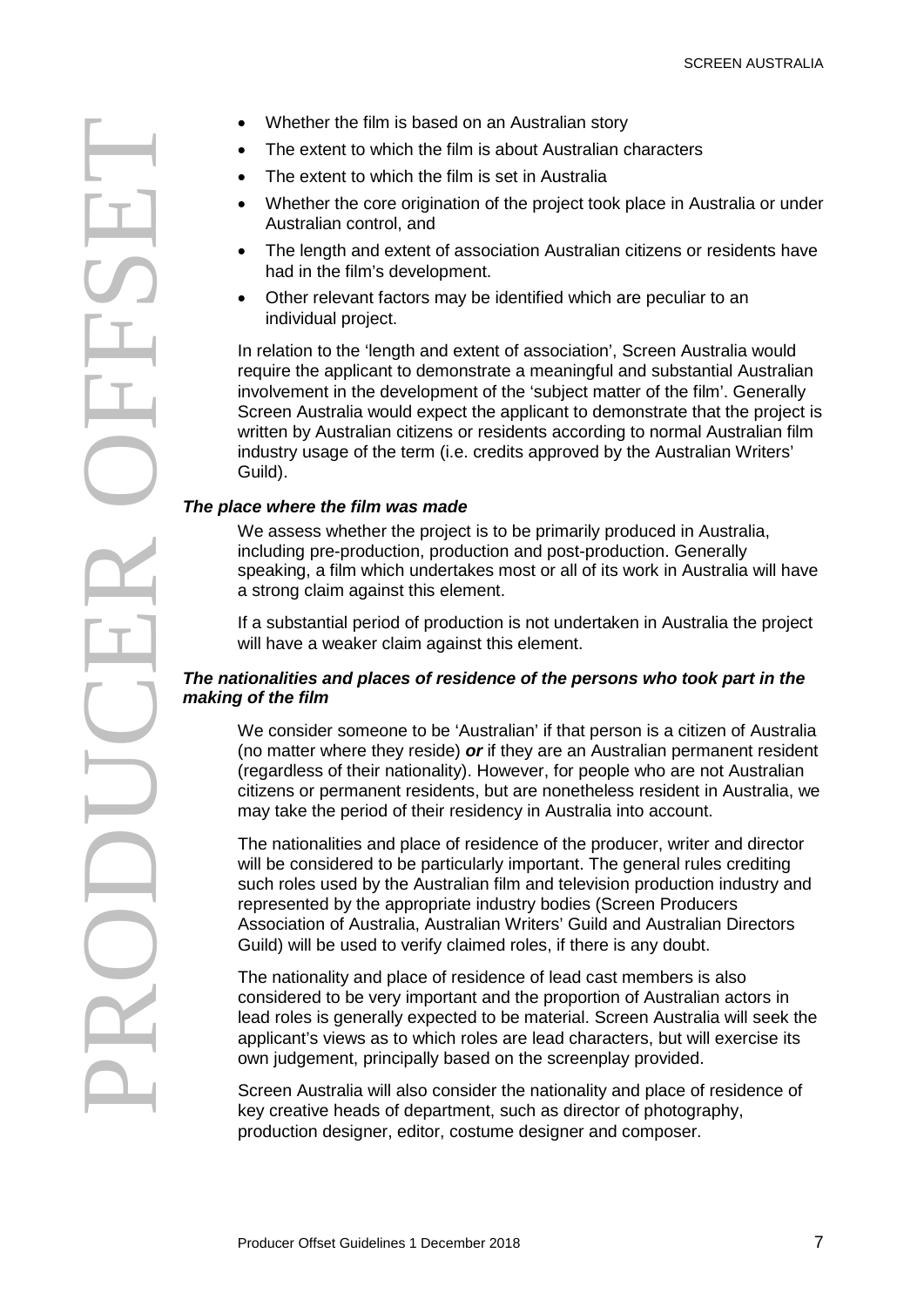- Whether the film is based on an Australian story
- The extent to which the film is about Australian characters
- The extent to which the film is set in Australia
- Whether the core origination of the project took place in Australia or under Australian control, and
- The length and extent of association Australian citizens or residents have had in the film's development.
- Other relevant factors may be identified which are peculiar to an individual project.

In relation to the 'length and extent of association', Screen Australia would require the applicant to demonstrate a meaningful and substantial Australian involvement in the development of the 'subject matter of the film'. Generally Screen Australia would expect the applicant to demonstrate that the project is written by Australian citizens or residents according to normal Australian film industry usage of the term (i.e. credits approved by the Australian Writers' Guild).

***The place where the film was made***

We assess whether the project is to be primarily produced in Australia, including pre-production, production and post-production. Generally speaking, a film which undertakes most or all of its work in Australia will have a strong claim against this element.

If a substantial period of production is not undertaken in Australia the project will have a weaker claim against this element.

***The nationalities and places of residence of the persons who took part in the making of the film***

We consider someone to be 'Australian' if that person is a citizen of Australia (no matter where they reside) ***or*** if they are an Australian permanent resident (regardless of their nationality). However, for people who are not Australian citizens or permanent residents, but are nonetheless resident in Australia, we may take the period of their residency in Australia into account.

The nationalities and place of residence of the producer, writer and director will be considered to be particularly important. The general rules crediting such roles used by the Australian film and television production industry and represented by the appropriate industry bodies (Screen Producers Association of Australia, Australian Writers' Guild and Australian Directors Guild) will be used to verify claimed roles, if there is any doubt.

The nationality and place of residence of lead cast members is also considered to be very important and the proportion of Australian actors in lead roles is generally expected to be material. Screen Australia will seek the applicant's views as to which roles are lead characters, but will exercise its own judgement, principally based on the screenplay provided.

Screen Australia will also consider the nationality and place of residence of key creative heads of department, such as director of photography, production designer, editor, costume designer and composer.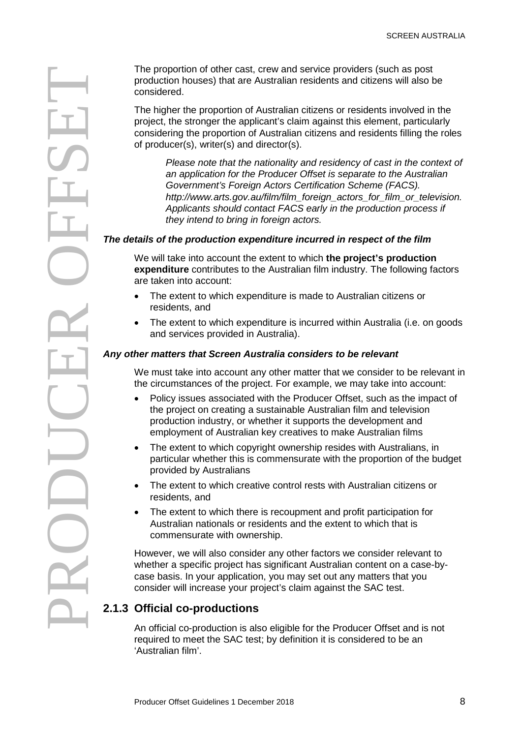The proportion of other cast, crew and service providers (such as post production houses) that are Australian residents and citizens will also be considered.

The higher the proportion of Australian citizens or residents involved in the project, the stronger the applicant's claim against this element, particularly considering the proportion of Australian citizens and residents filling the roles of producer(s), writer(s) and director(s).

> *Please note that the nationality and residency of cast in the context of an application for the Producer Offset is separate to the Australian Government's Foreign Actors Certification Scheme (FACS). http://www.arts.gov.au/film/film_foreign_actors_for_film_or_television. Applicants should contact FACS early in the production process if they intend to bring in foreign actors.*

***The details of the production expenditure incurred in respect of the film***

We will take into account the extent to which **the project's production expenditure** contributes to the Australian film industry. The following factors are taken into account:

- The extent to which expenditure is made to Australian citizens or residents, and
- The extent to which expenditure is incurred within Australia (i.e. on goods and services provided in Australia).

***Any other matters that Screen Australia considers to be relevant***

We must take into account any other matter that we consider to be relevant in the circumstances of the project. For example, we may take into account:

- Policy issues associated with the Producer Offset, such as the impact of the project on creating a sustainable Australian film and television production industry, or whether it supports the development and employment of Australian key creatives to make Australian films
- The extent to which copyright ownership resides with Australians, in particular whether this is commensurate with the proportion of the budget provided by Australians
- The extent to which creative control rests with Australian citizens or residents, and
- The extent to which there is recoupment and profit participation for Australian nationals or residents and the extent to which that is commensurate with ownership.

However, we will also consider any other factors we consider relevant to whether a specific project has significant Australian content on a case-by-case basis. In your application, you may set out any matters that you consider will increase your project's claim against the SAC test.

### 2.1.3 Official co-productions

An official co-production is also eligible for the Producer Offset and is not required to meet the SAC test; by definition it is considered to be an 'Australian film'.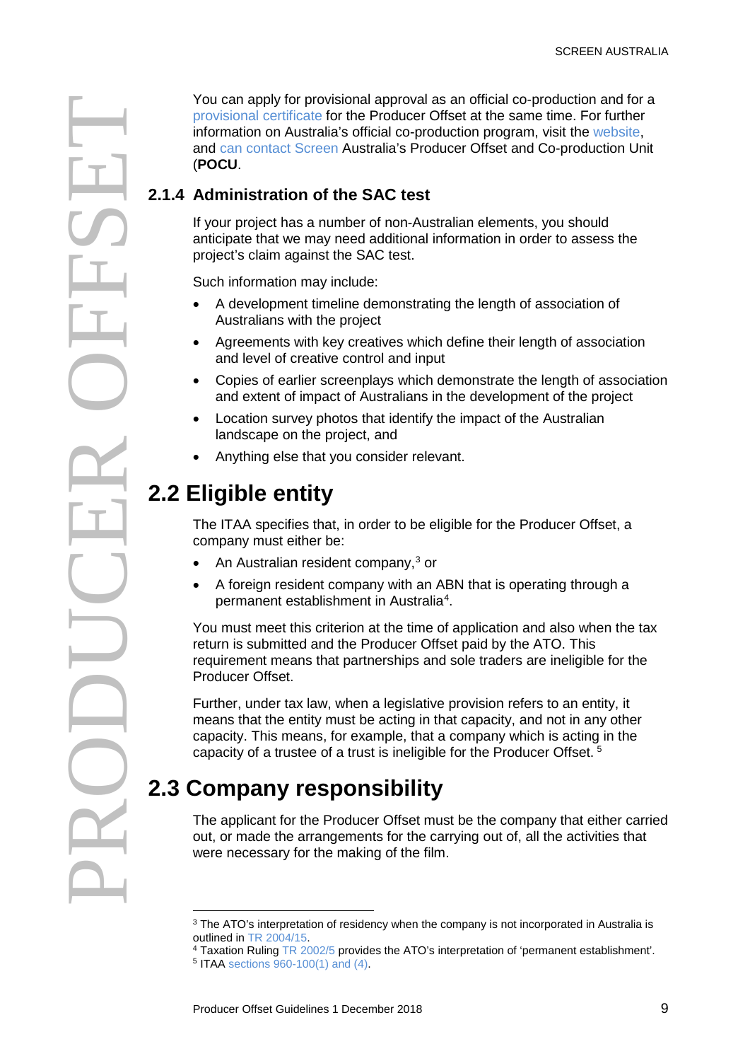You can apply for provisional approval as an official co-production and for a provisional certificate for the Producer Offset at the same time. For further information on Australia's official co-production program, visit the website, and can contact Screen Australia's Producer Offset and Co-production Unit (**POCU**.

### 2.1.4 Administration of the SAC test

If your project has a number of non-Australian elements, you should anticipate that we may need additional information in order to assess the project's claim against the SAC test.

Such information may include:

- A development timeline demonstrating the length of association of Australians with the project
- Agreements with key creatives which define their length of association and level of creative control and input
- Copies of earlier screenplays which demonstrate the length of association and extent of impact of Australians in the development of the project
- Location survey photos that identify the impact of the Australian landscape on the project, and
- Anything else that you consider relevant.

## 2.2 Eligible entity

The ITAA specifies that, in order to be eligible for the Producer Offset, a company must either be:

- An Australian resident company,[3] or
- A foreign resident company with an ABN that is operating through a permanent establishment in Australia[4].

You must meet this criterion at the time of application and also when the tax return is submitted and the Producer Offset paid by the ATO. This requirement means that partnerships and sole traders are ineligible for the Producer Offset.

Further, under tax law, when a legislative provision refers to an entity, it means that the entity must be acting in that capacity, and not in any other capacity. This means, for example, that a company which is acting in the capacity of a trustee of a trust is ineligible for the Producer Offset.[5]

## 2.3 Company responsibility

The applicant for the Producer Offset must be the company that either carried out, or made the arrangements for the carrying out of, all the activities that were necessary for the making of the film.

---

[3] The ATO's interpretation of residency when the company is not incorporated in Australia is outlined in TR 2004/15.

[4] Taxation Ruling TR 2002/5 provides the ATO's interpretation of 'permanent establishment'.

[5] ITAA sections 960-100(1) and (4).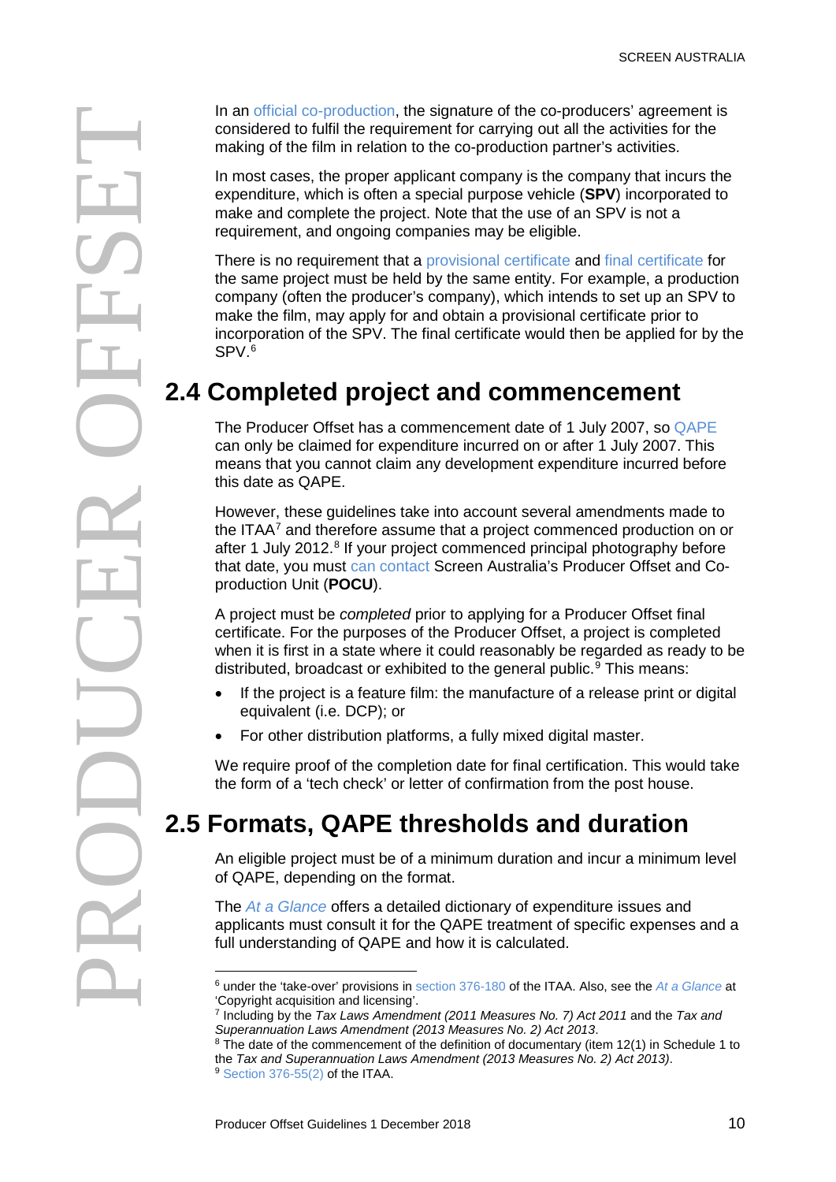In an official co-production, the signature of the co-producers' agreement is considered to fulfil the requirement for carrying out all the activities for the making of the film in relation to the co-production partner's activities.

In most cases, the proper applicant company is the company that incurs the expenditure, which is often a special purpose vehicle (**SPV**) incorporated to make and complete the project. Note that the use of an SPV is not a requirement, and ongoing companies may be eligible.

There is no requirement that a provisional certificate and final certificate for the same project must be held by the same entity. For example, a production company (often the producer's company), which intends to set up an SPV to make the film, may apply for and obtain a provisional certificate prior to incorporation of the SPV. The final certificate would then be applied for by the SPV.[6]

## 2.4 Completed project and commencement

The Producer Offset has a commencement date of 1 July 2007, so QAPE can only be claimed for expenditure incurred on or after 1 July 2007. This means that you cannot claim any development expenditure incurred before this date as QAPE.

However, these guidelines take into account several amendments made to the ITAA[7] and therefore assume that a project commenced production on or after 1 July 2012.[8] If your project commenced principal photography before that date, you must can contact Screen Australia's Producer Offset and Co-production Unit (**POCU**).

A project must be *completed* prior to applying for a Producer Offset final certificate. For the purposes of the Producer Offset, a project is completed when it is first in a state where it could reasonably be regarded as ready to be distributed, broadcast or exhibited to the general public.[9] This means:

- If the project is a feature film: the manufacture of a release print or digital equivalent (i.e. DCP); or
- For other distribution platforms, a fully mixed digital master.

We require proof of the completion date for final certification. This would take the form of a 'tech check' or letter of confirmation from the post house.

## 2.5 Formats, QAPE thresholds and duration

An eligible project must be of a minimum duration and incur a minimum level of QAPE, depending on the format.

The *At a Glance* offers a detailed dictionary of expenditure issues and applicants must consult it for the QAPE treatment of specific expenses and a full understanding of QAPE and how it is calculated.

---

[6] under the 'take-over' provisions in section 376-180 of the ITAA. Also, see the *At a Glance* at 'Copyright acquisition and licensing'.

[7] Including by the *Tax Laws Amendment (2011 Measures No. 7) Act 2011* and the *Tax and Superannuation Laws Amendment (2013 Measures No. 2) Act 2013*.

[8] The date of the commencement of the definition of documentary (item 12(1) in Schedule 1 to the *Tax and Superannuation Laws Amendment (2013 Measures No. 2) Act 2013)*.

[9] Section 376-55(2) of the ITAA.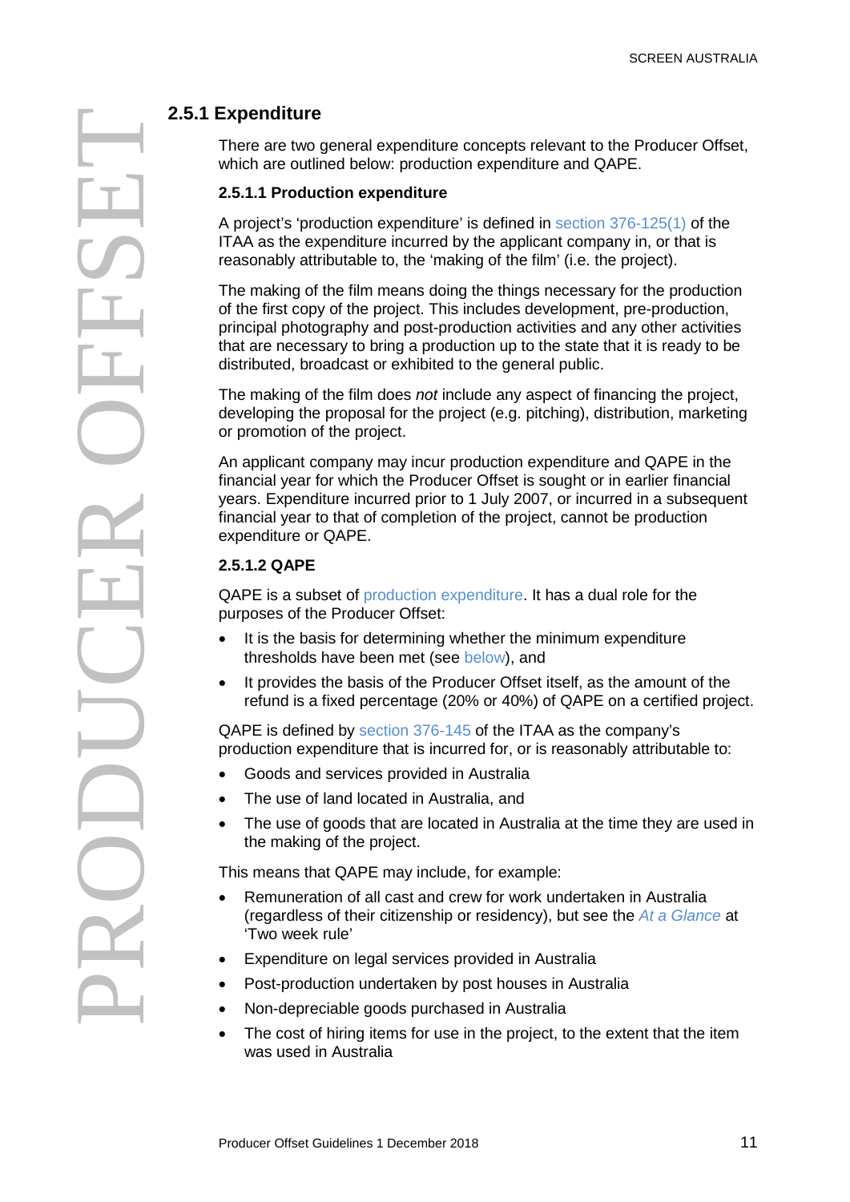## 2.5.1 Expenditure

There are two general expenditure concepts relevant to the Producer Offset, which are outlined below: production expenditure and QAPE.

### 2.5.1.1 Production expenditure

A project's 'production expenditure' is defined in section 376-125(1) of the ITAA as the expenditure incurred by the applicant company in, or that is reasonably attributable to, the 'making of the film' (i.e. the project).

The making of the film means doing the things necessary for the production of the first copy of the project. This includes development, pre-production, principal photography and post-production activities and any other activities that are necessary to bring a production up to the state that it is ready to be distributed, broadcast or exhibited to the general public.

The making of the film does *not* include any aspect of financing the project, developing the proposal for the project (e.g. pitching), distribution, marketing or promotion of the project.

An applicant company may incur production expenditure and QAPE in the financial year for which the Producer Offset is sought or in earlier financial years. Expenditure incurred prior to 1 July 2007, or incurred in a subsequent financial year to that of completion of the project, cannot be production expenditure or QAPE.

### 2.5.1.2 QAPE

QAPE is a subset of production expenditure. It has a dual role for the purposes of the Producer Offset:

- It is the basis for determining whether the minimum expenditure thresholds have been met (see below), and
- It provides the basis of the Producer Offset itself, as the amount of the refund is a fixed percentage (20% or 40%) of QAPE on a certified project.

QAPE is defined by section 376-145 of the ITAA as the company's production expenditure that is incurred for, or is reasonably attributable to:

- Goods and services provided in Australia
- The use of land located in Australia, and
- The use of goods that are located in Australia at the time they are used in the making of the project.

This means that QAPE may include, for example:

- Remuneration of all cast and crew for work undertaken in Australia (regardless of their citizenship or residency), but see the *At a Glance* at 'Two week rule'
- Expenditure on legal services provided in Australia
- Post-production undertaken by post houses in Australia
- Non-depreciable goods purchased in Australia
- The cost of hiring items for use in the project, to the extent that the item was used in Australia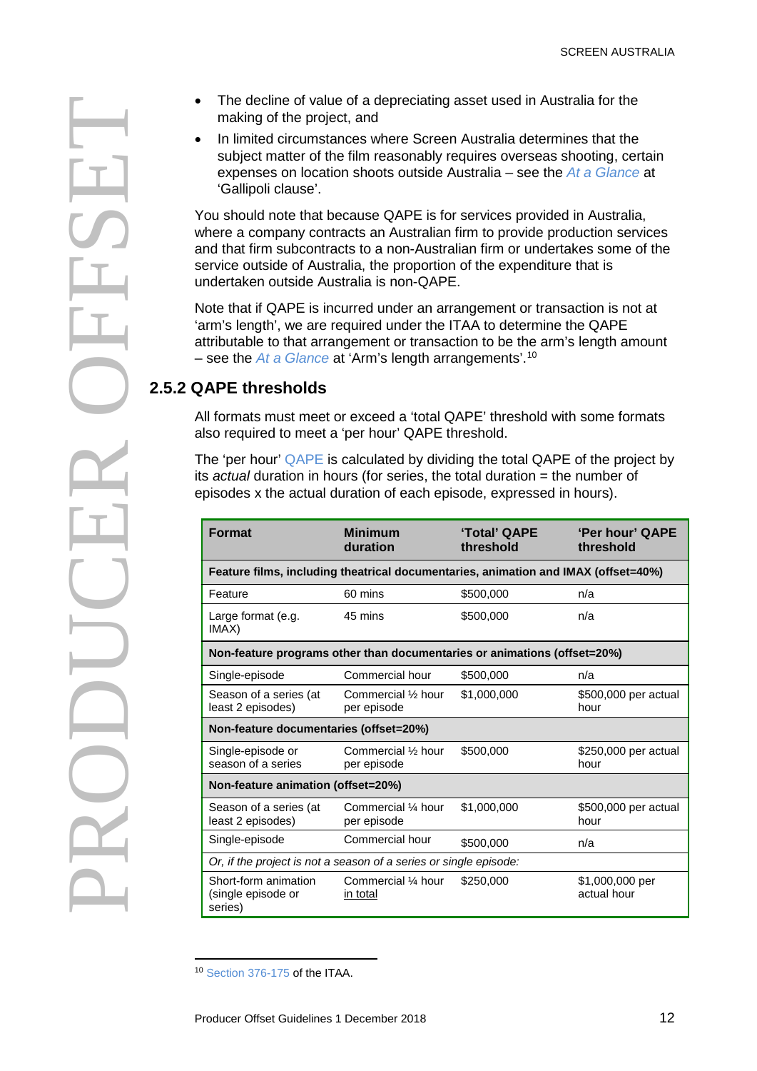- The decline of value of a depreciating asset used in Australia for the making of the project, and
- In limited circumstances where Screen Australia determines that the subject matter of the film reasonably requires overseas shooting, certain expenses on location shoots outside Australia – see the *At a Glance* at 'Gallipoli clause'.

You should note that because QAPE is for services provided in Australia, where a company contracts an Australian firm to provide production services and that firm subcontracts to a non-Australian firm or undertakes some of the service outside of Australia, the proportion of the expenditure that is undertaken outside Australia is non-QAPE.

Note that if QAPE is incurred under an arrangement or transaction is not at 'arm's length', we are required under the ITAA to determine the QAPE attributable to that arrangement or transaction to be the arm's length amount – see the *At a Glance* at 'Arm's length arrangements'.[10]

## 2.5.2 QAPE thresholds

All formats must meet or exceed a 'total QAPE' threshold with some formats also required to meet a 'per hour' QAPE threshold.

The 'per hour' QAPE is calculated by dividing the total QAPE of the project by its *actual* duration in hours (for series, the total duration = the number of episodes x the actual duration of each episode, expressed in hours).

| Format | Minimum duration | 'Total' QAPE threshold | 'Per hour' QAPE threshold |
|---|---|---|---|
| **Feature films, including theatrical documentaries, animation and IMAX (offset=40%)** | | | |
| Feature | 60 mins | $500,000 | n/a |
| Large format (e.g. IMAX) | 45 mins | $500,000 | n/a |
| **Non-feature programs other than documentaries or animations (offset=20%)** | | | |
| Single-episode | Commercial hour | $500,000 | n/a |
| Season of a series (at least 2 episodes) | Commercial ½ hour per episode | $1,000,000 | $500,000 per actual hour |
| **Non-feature documentaries (offset=20%)** | | | |
| Single-episode or season of a series | Commercial ½ hour per episode | $500,000 | $250,000 per actual hour |
| **Non-feature animation (offset=20%)** | | | |
| Season of a series (at least 2 episodes) | Commercial ¼ hour per episode | $1,000,000 | $500,000 per actual hour |
| Single-episode | Commercial hour | $500,000 | n/a |
| *Or, if the project is not a season of a series or single episode:* | | | |
| Short-form animation (single episode or series) | Commercial ¼ hour in total | $250,000 | $1,000,000 per actual hour |

[10] Section 376-175 of the ITAA.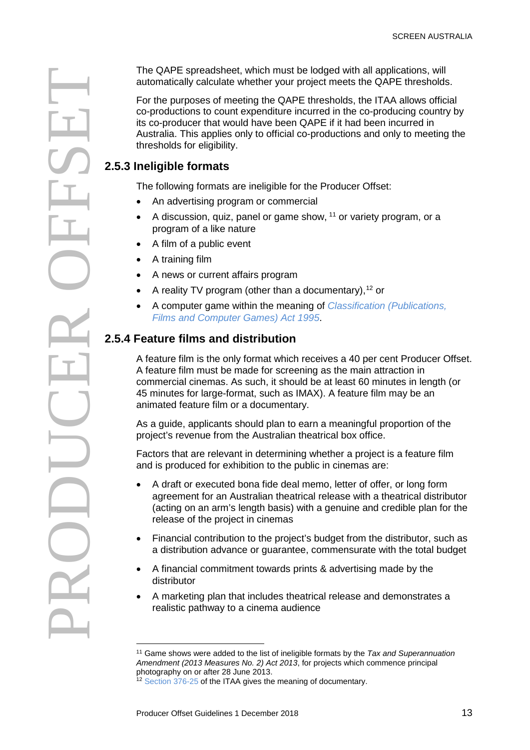The QAPE spreadsheet, which must be lodged with all applications, will automatically calculate whether your project meets the QAPE thresholds.

For the purposes of meeting the QAPE thresholds, the ITAA allows official co-productions to count expenditure incurred in the co-producing country by its co-producer that would have been QAPE if it had been incurred in Australia. This applies only to official co-productions and only to meeting the thresholds for eligibility.

### 2.5.3 Ineligible formats

The following formats are ineligible for the Producer Offset:

- An advertising program or commercial
- A discussion, quiz, panel or game show, [11] or variety program, or a program of a like nature
- A film of a public event
- A training film
- A news or current affairs program
- A reality TV program (other than a documentary),[12] or
- A computer game within the meaning of *Classification (Publications, Films and Computer Games) Act 1995*.

### 2.5.4 Feature films and distribution

A feature film is the only format which receives a 40 per cent Producer Offset. A feature film must be made for screening as the main attraction in commercial cinemas. As such, it should be at least 60 minutes in length (or 45 minutes for large-format, such as IMAX). A feature film may be an animated feature film or a documentary.

As a guide, applicants should plan to earn a meaningful proportion of the project's revenue from the Australian theatrical box office.

Factors that are relevant in determining whether a project is a feature film and is produced for exhibition to the public in cinemas are:

- A draft or executed bona fide deal memo, letter of offer, or long form agreement for an Australian theatrical release with a theatrical distributor (acting on an arm's length basis) with a genuine and credible plan for the release of the project in cinemas
- Financial contribution to the project's budget from the distributor, such as a distribution advance or guarantee, commensurate with the total budget
- A financial commitment towards prints & advertising made by the distributor
- A marketing plan that includes theatrical release and demonstrates a realistic pathway to a cinema audience

---

[11] Game shows were added to the list of ineligible formats by the *Tax and Superannuation Amendment (2013 Measures No. 2) Act 2013*, for projects which commence principal photography on or after 28 June 2013.

[12] Section 376-25 of the ITAA gives the meaning of documentary.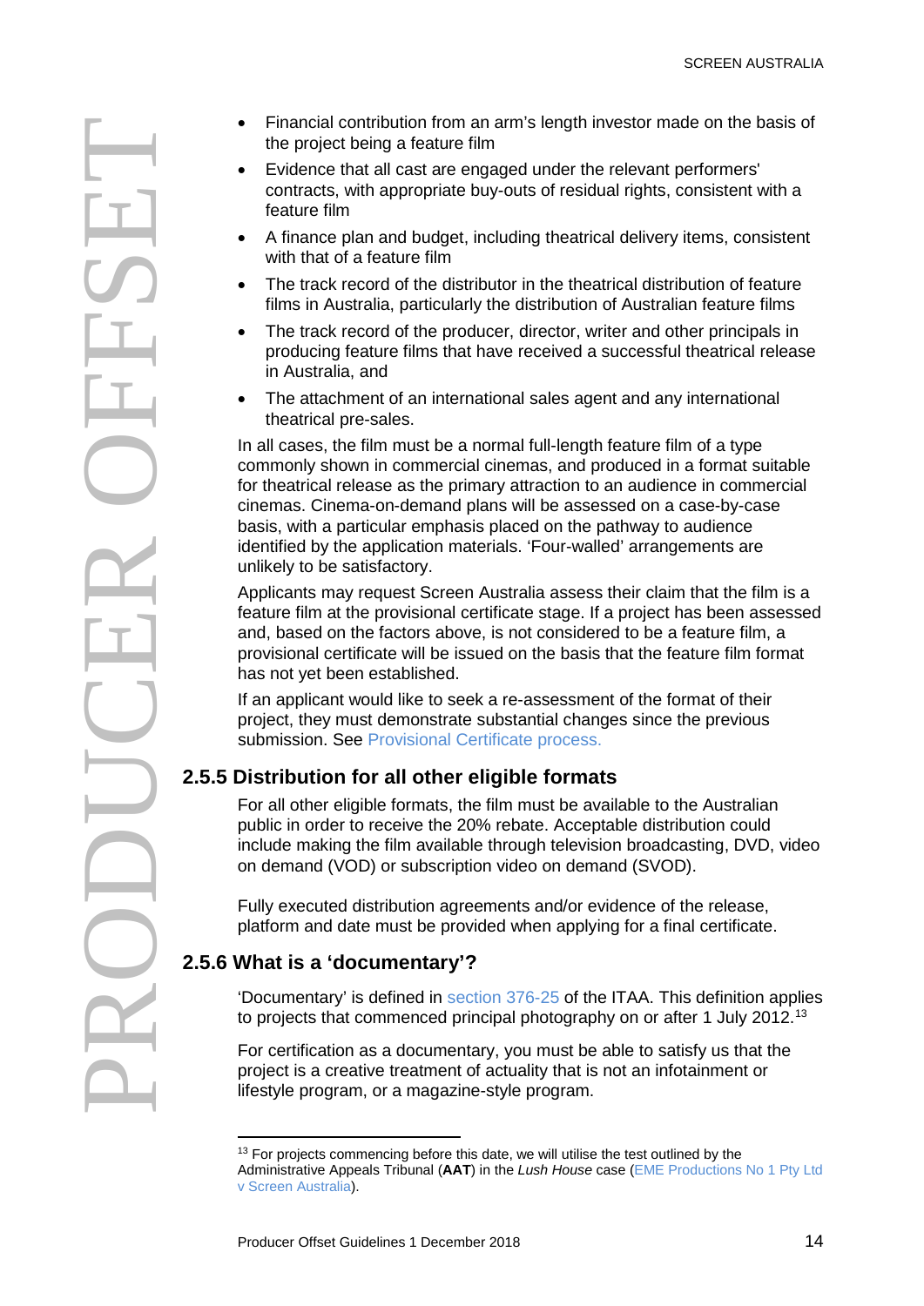- Financial contribution from an arm's length investor made on the basis of the project being a feature film
- Evidence that all cast are engaged under the relevant performers' contracts, with appropriate buy-outs of residual rights, consistent with a feature film
- A finance plan and budget, including theatrical delivery items, consistent with that of a feature film
- The track record of the distributor in the theatrical distribution of feature films in Australia, particularly the distribution of Australian feature films
- The track record of the producer, director, writer and other principals in producing feature films that have received a successful theatrical release in Australia, and
- The attachment of an international sales agent and any international theatrical pre-sales.

In all cases, the film must be a normal full-length feature film of a type commonly shown in commercial cinemas, and produced in a format suitable for theatrical release as the primary attraction to an audience in commercial cinemas. Cinema-on-demand plans will be assessed on a case-by-case basis, with a particular emphasis placed on the pathway to audience identified by the application materials. 'Four-walled' arrangements are unlikely to be satisfactory.

Applicants may request Screen Australia assess their claim that the film is a feature film at the provisional certificate stage. If a project has been assessed and, based on the factors above, is not considered to be a feature film, a provisional certificate will be issued on the basis that the feature film format has not yet been established.

If an applicant would like to seek a re-assessment of the format of their project, they must demonstrate substantial changes since the previous submission. See Provisional Certificate process.

### 2.5.5 Distribution for all other eligible formats

For all other eligible formats, the film must be available to the Australian public in order to receive the 20% rebate. Acceptable distribution could include making the film available through television broadcasting, DVD, video on demand (VOD) or subscription video on demand (SVOD).

Fully executed distribution agreements and/or evidence of the release, platform and date must be provided when applying for a final certificate.

### 2.5.6 What is a 'documentary'?

'Documentary' is defined in section 376-25 of the ITAA. This definition applies to projects that commenced principal photography on or after 1 July 2012.[13]

For certification as a documentary, you must be able to satisfy us that the project is a creative treatment of actuality that is not an infotainment or lifestyle program, or a magazine-style program.

---

[13] For projects commencing before this date, we will utilise the test outlined by the Administrative Appeals Tribunal (**AAT**) in the *Lush House* case (EME Productions No 1 Pty Ltd v Screen Australia).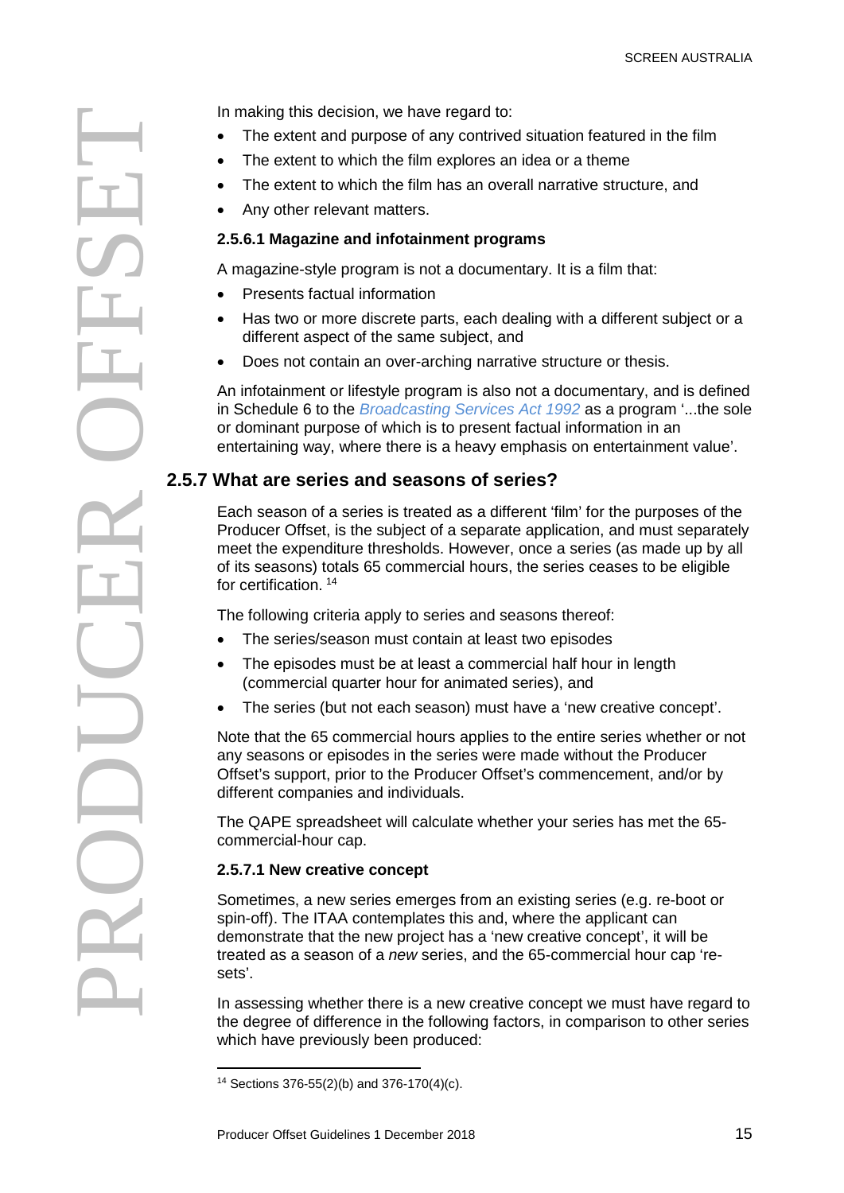In making this decision, we have regard to:

- The extent and purpose of any contrived situation featured in the film
- The extent to which the film explores an idea or a theme
- The extent to which the film has an overall narrative structure, and
- Any other relevant matters.

#### 2.5.6.1 Magazine and infotainment programs

A magazine-style program is not a documentary. It is a film that:

- Presents factual information
- Has two or more discrete parts, each dealing with a different subject or a different aspect of the same subject, and
- Does not contain an over-arching narrative structure or thesis.

An infotainment or lifestyle program is also not a documentary, and is defined in Schedule 6 to the *Broadcasting Services Act 1992* as a program '...the sole or dominant purpose of which is to present factual information in an entertaining way, where there is a heavy emphasis on entertainment value'.

### 2.5.7 What are series and seasons of series?

Each season of a series is treated as a different 'film' for the purposes of the Producer Offset, is the subject of a separate application, and must separately meet the expenditure thresholds. However, once a series (as made up by all of its seasons) totals 65 commercial hours, the series ceases to be eligible for certification. [14]

The following criteria apply to series and seasons thereof:

- The series/season must contain at least two episodes
- The episodes must be at least a commercial half hour in length (commercial quarter hour for animated series), and
- The series (but not each season) must have a 'new creative concept'.

Note that the 65 commercial hours applies to the entire series whether or not any seasons or episodes in the series were made without the Producer Offset's support, prior to the Producer Offset's commencement, and/or by different companies and individuals.

The QAPE spreadsheet will calculate whether your series has met the 65-commercial-hour cap.

#### 2.5.7.1 New creative concept

Sometimes, a new series emerges from an existing series (e.g. re-boot or spin-off). The ITAA contemplates this and, where the applicant can demonstrate that the new project has a 'new creative concept', it will be treated as a season of a *new* series, and the 65-commercial hour cap 're-sets'.

In assessing whether there is a new creative concept we must have regard to the degree of difference in the following factors, in comparison to other series which have previously been produced:

[14] Sections 376-55(2)(b) and 376-170(4)(c).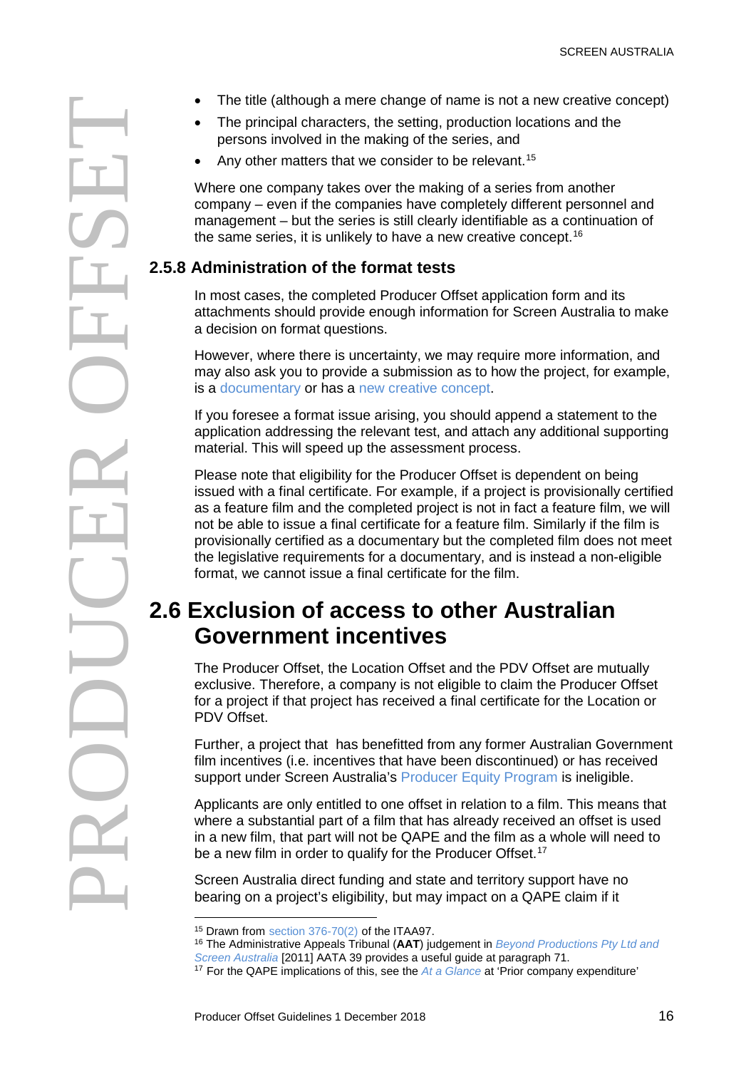- The title (although a mere change of name is not a new creative concept)
- The principal characters, the setting, production locations and the persons involved in the making of the series, and
- Any other matters that we consider to be relevant.[15]

Where one company takes over the making of a series from another company – even if the companies have completely different personnel and management – but the series is still clearly identifiable as a continuation of the same series, it is unlikely to have a new creative concept.[16]

### 2.5.8 Administration of the format tests

In most cases, the completed Producer Offset application form and its attachments should provide enough information for Screen Australia to make a decision on format questions.

However, where there is uncertainty, we may require more information, and may also ask you to provide a submission as to how the project, for example, is a documentary or has a new creative concept.

If you foresee a format issue arising, you should append a statement to the application addressing the relevant test, and attach any additional supporting material. This will speed up the assessment process.

Please note that eligibility for the Producer Offset is dependent on being issued with a final certificate. For example, if a project is provisionally certified as a feature film and the completed project is not in fact a feature film, we will not be able to issue a final certificate for a feature film. Similarly if the film is provisionally certified as a documentary but the completed film does not meet the legislative requirements for a documentary, and is instead a non-eligible format, we cannot issue a final certificate for the film.

## 2.6 Exclusion of access to other Australian Government incentives

The Producer Offset, the Location Offset and the PDV Offset are mutually exclusive. Therefore, a company is not eligible to claim the Producer Offset for a project if that project has received a final certificate for the Location or PDV Offset.

Further, a project that has benefitted from any former Australian Government film incentives (i.e. incentives that have been discontinued) or has received support under Screen Australia's Producer Equity Program is ineligible.

Applicants are only entitled to one offset in relation to a film. This means that where a substantial part of a film that has already received an offset is used in a new film, that part will not be QAPE and the film as a whole will need to be a new film in order to qualify for the Producer Offset.[17]

Screen Australia direct funding and state and territory support have no bearing on a project's eligibility, but may impact on a QAPE claim if it

---

[15] Drawn from section 376-70(2) of the ITAA97.

[16] The Administrative Appeals Tribunal (**AAT**) judgement in *Beyond Productions Pty Ltd and Screen Australia* [2011] AATA 39 provides a useful guide at paragraph 71.

[17] For the QAPE implications of this, see the *At a Glance* at 'Prior company expenditure'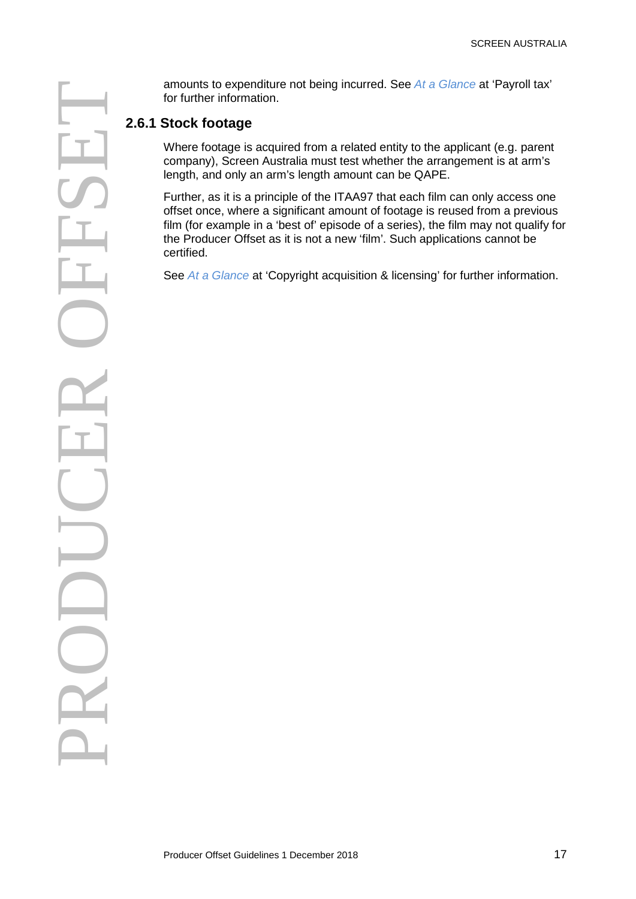amounts to expenditure not being incurred. See *At a Glance* at 'Payroll tax' for further information.

### 2.6.1 Stock footage

Where footage is acquired from a related entity to the applicant (e.g. parent company), Screen Australia must test whether the arrangement is at arm's length, and only an arm's length amount can be QAPE.

Further, as it is a principle of the ITAA97 that each film can only access one offset once, where a significant amount of footage is reused from a previous film (for example in a 'best of' episode of a series), the film may not qualify for the Producer Offset as it is not a new 'film'. Such applications cannot be certified.

See *At a Glance* at 'Copyright acquisition & licensing' for further information.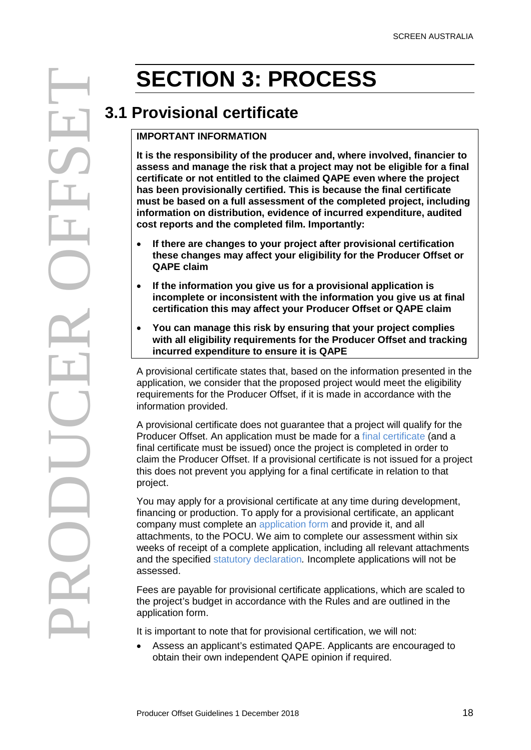# SECTION 3: PROCESS

## 3.1 Provisional certificate

**IMPORTANT INFORMATION**

**It is the responsibility of the producer and, where involved, financier to assess and manage the risk that a project may not be eligible for a final certificate or not entitled to the claimed QAPE even where the project has been provisionally certified. This is because the final certificate must be based on a full assessment of the completed project, including information on distribution, evidence of incurred expenditure, audited cost reports and the completed film. Importantly:**

- **If there are changes to your project after provisional certification these changes may affect your eligibility for the Producer Offset or QAPE claim**
- **If the information you give us for a provisional application is incomplete or inconsistent with the information you give us at final certification this may affect your Producer Offset or QAPE claim**
- **You can manage this risk by ensuring that your project complies with all eligibility requirements for the Producer Offset and tracking incurred expenditure to ensure it is QAPE**

A provisional certificate states that, based on the information presented in the application, we consider that the proposed project would meet the eligibility requirements for the Producer Offset, if it is made in accordance with the information provided.

A provisional certificate does not guarantee that a project will qualify for the Producer Offset. An application must be made for a final certificate (and a final certificate must be issued) once the project is completed in order to claim the Producer Offset. If a provisional certificate is not issued for a project this does not prevent you applying for a final certificate in relation to that project.

You may apply for a provisional certificate at any time during development, financing or production. To apply for a provisional certificate, an applicant company must complete an application form and provide it, and all attachments, to the POCU. We aim to complete our assessment within six weeks of receipt of a complete application, including all relevant attachments and the specified statutory declaration. Incomplete applications will not be assessed.

Fees are payable for provisional certificate applications, which are scaled to the project's budget in accordance with the Rules and are outlined in the application form.

It is important to note that for provisional certification, we will not:

- Assess an applicant's estimated QAPE. Applicants are encouraged to obtain their own independent QAPE opinion if required.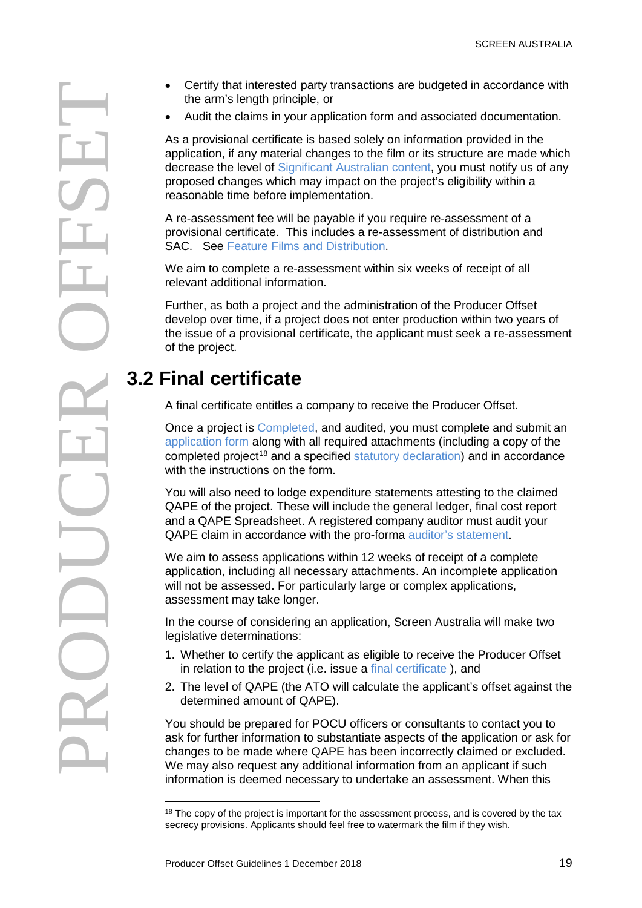- Certify that interested party transactions are budgeted in accordance with the arm's length principle, or
- Audit the claims in your application form and associated documentation.

As a provisional certificate is based solely on information provided in the application, if any material changes to the film or its structure are made which decrease the level of Significant Australian content, you must notify us of any proposed changes which may impact on the project's eligibility within a reasonable time before implementation.

A re-assessment fee will be payable if you require re-assessment of a provisional certificate. This includes a re-assessment of distribution and SAC. See Feature Films and Distribution.

We aim to complete a re-assessment within six weeks of receipt of all relevant additional information.

Further, as both a project and the administration of the Producer Offset develop over time, if a project does not enter production within two years of the issue of a provisional certificate, the applicant must seek a re-assessment of the project.

## 3.2 Final certificate

A final certificate entitles a company to receive the Producer Offset.

Once a project is Completed, and audited, you must complete and submit an application form along with all required attachments (including a copy of the completed project[18] and a specified statutory declaration) and in accordance with the instructions on the form.

You will also need to lodge expenditure statements attesting to the claimed QAPE of the project. These will include the general ledger, final cost report and a QAPE Spreadsheet. A registered company auditor must audit your QAPE claim in accordance with the pro-forma auditor's statement.

We aim to assess applications within 12 weeks of receipt of a complete application, including all necessary attachments. An incomplete application will not be assessed. For particularly large or complex applications, assessment may take longer.

In the course of considering an application, Screen Australia will make two legislative determinations:

1. Whether to certify the applicant as eligible to receive the Producer Offset in relation to the project (i.e. issue a final certificate ), and
2. The level of QAPE (the ATO will calculate the applicant's offset against the determined amount of QAPE).

You should be prepared for POCU officers or consultants to contact you to ask for further information to substantiate aspects of the application or ask for changes to be made where QAPE has been incorrectly claimed or excluded. We may also request any additional information from an applicant if such information is deemed necessary to undertake an assessment. When this

[18] The copy of the project is important for the assessment process, and is covered by the tax secrecy provisions. Applicants should feel free to watermark the film if they wish.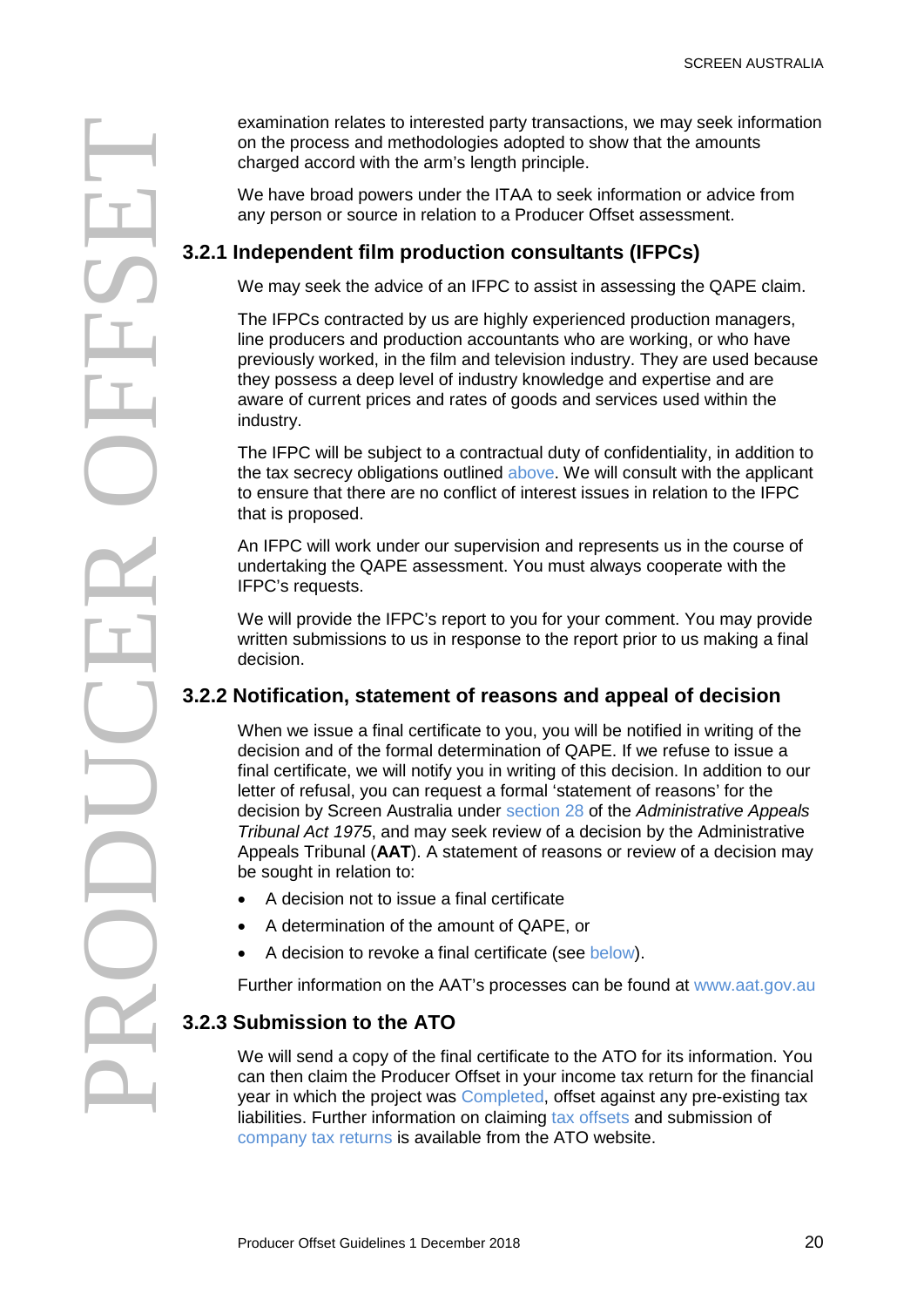examination relates to interested party transactions, we may seek information on the process and methodologies adopted to show that the amounts charged accord with the arm's length principle.

We have broad powers under the ITAA to seek information or advice from any person or source in relation to a Producer Offset assessment.

### 3.2.1 Independent film production consultants (IFPCs)

We may seek the advice of an IFPC to assist in assessing the QAPE claim.

The IFPCs contracted by us are highly experienced production managers, line producers and production accountants who are working, or who have previously worked, in the film and television industry. They are used because they possess a deep level of industry knowledge and expertise and are aware of current prices and rates of goods and services used within the industry.

The IFPC will be subject to a contractual duty of confidentiality, in addition to the tax secrecy obligations outlined above. We will consult with the applicant to ensure that there are no conflict of interest issues in relation to the IFPC that is proposed.

An IFPC will work under our supervision and represents us in the course of undertaking the QAPE assessment. You must always cooperate with the IFPC's requests.

We will provide the IFPC's report to you for your comment. You may provide written submissions to us in response to the report prior to us making a final decision.

### 3.2.2 Notification, statement of reasons and appeal of decision

When we issue a final certificate to you, you will be notified in writing of the decision and of the formal determination of QAPE. If we refuse to issue a final certificate, we will notify you in writing of this decision. In addition to our letter of refusal, you can request a formal 'statement of reasons' for the decision by Screen Australia under section 28 of the *Administrative Appeals Tribunal Act 1975*, and may seek review of a decision by the Administrative Appeals Tribunal (**AAT**). A statement of reasons or review of a decision may be sought in relation to:

- A decision not to issue a final certificate
- A determination of the amount of QAPE, or
- A decision to revoke a final certificate (see below).

Further information on the AAT's processes can be found at www.aat.gov.au

### 3.2.3 Submission to the ATO

We will send a copy of the final certificate to the ATO for its information. You can then claim the Producer Offset in your income tax return for the financial year in which the project was Completed, offset against any pre-existing tax liabilities. Further information on claiming tax offsets and submission of company tax returns is available from the ATO website.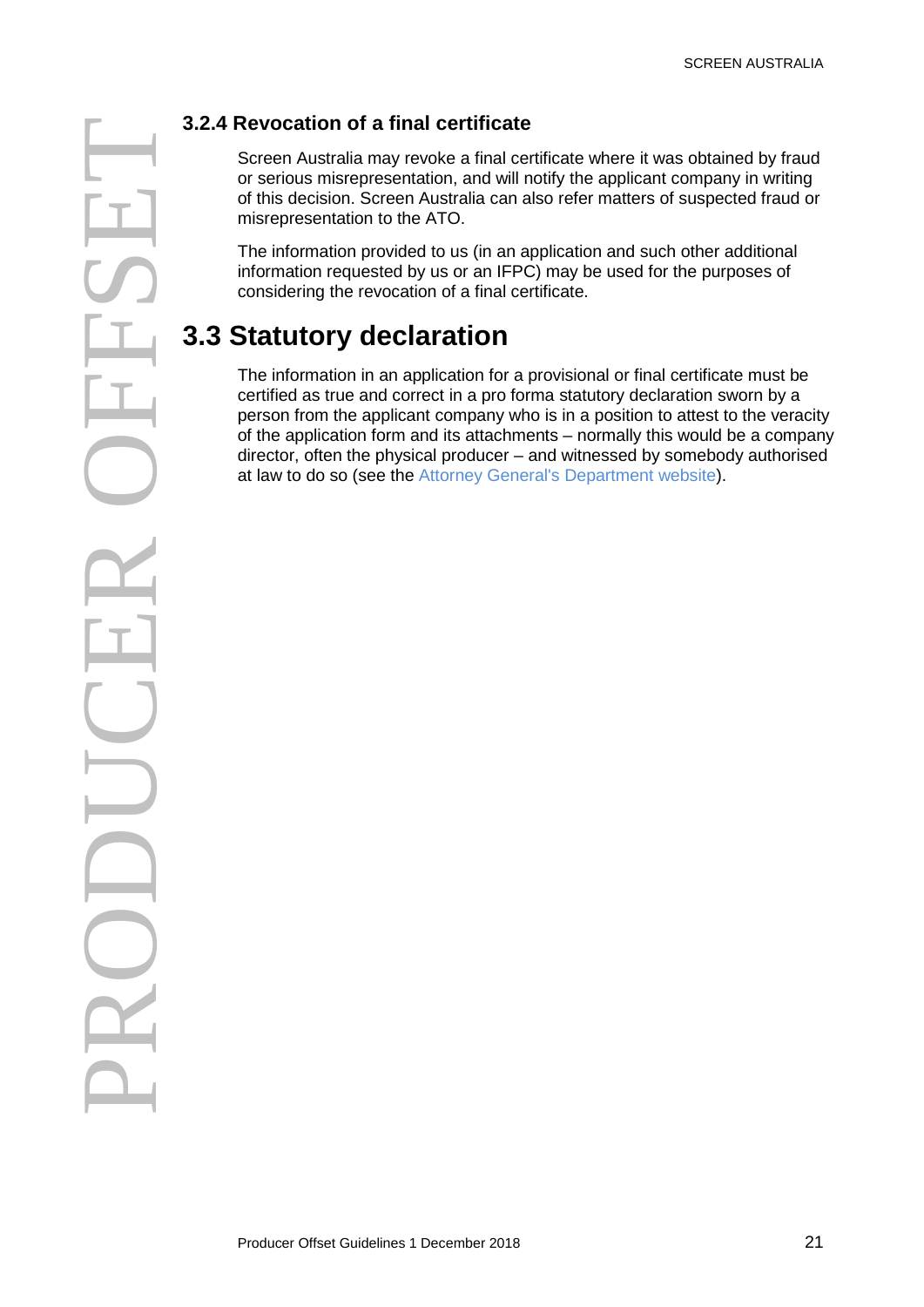### 3.2.4 Revocation of a final certificate

Screen Australia may revoke a final certificate where it was obtained by fraud or serious misrepresentation, and will notify the applicant company in writing of this decision. Screen Australia can also refer matters of suspected fraud or misrepresentation to the ATO.

The information provided to us (in an application and such other additional information requested by us or an IFPC) may be used for the purposes of considering the revocation of a final certificate.

## 3.3 Statutory declaration

The information in an application for a provisional or final certificate must be certified as true and correct in a pro forma statutory declaration sworn by a person from the applicant company who is in a position to attest to the veracity of the application form and its attachments – normally this would be a company director, often the physical producer – and witnessed by somebody authorised at law to do so (see the Attorney General's Department website).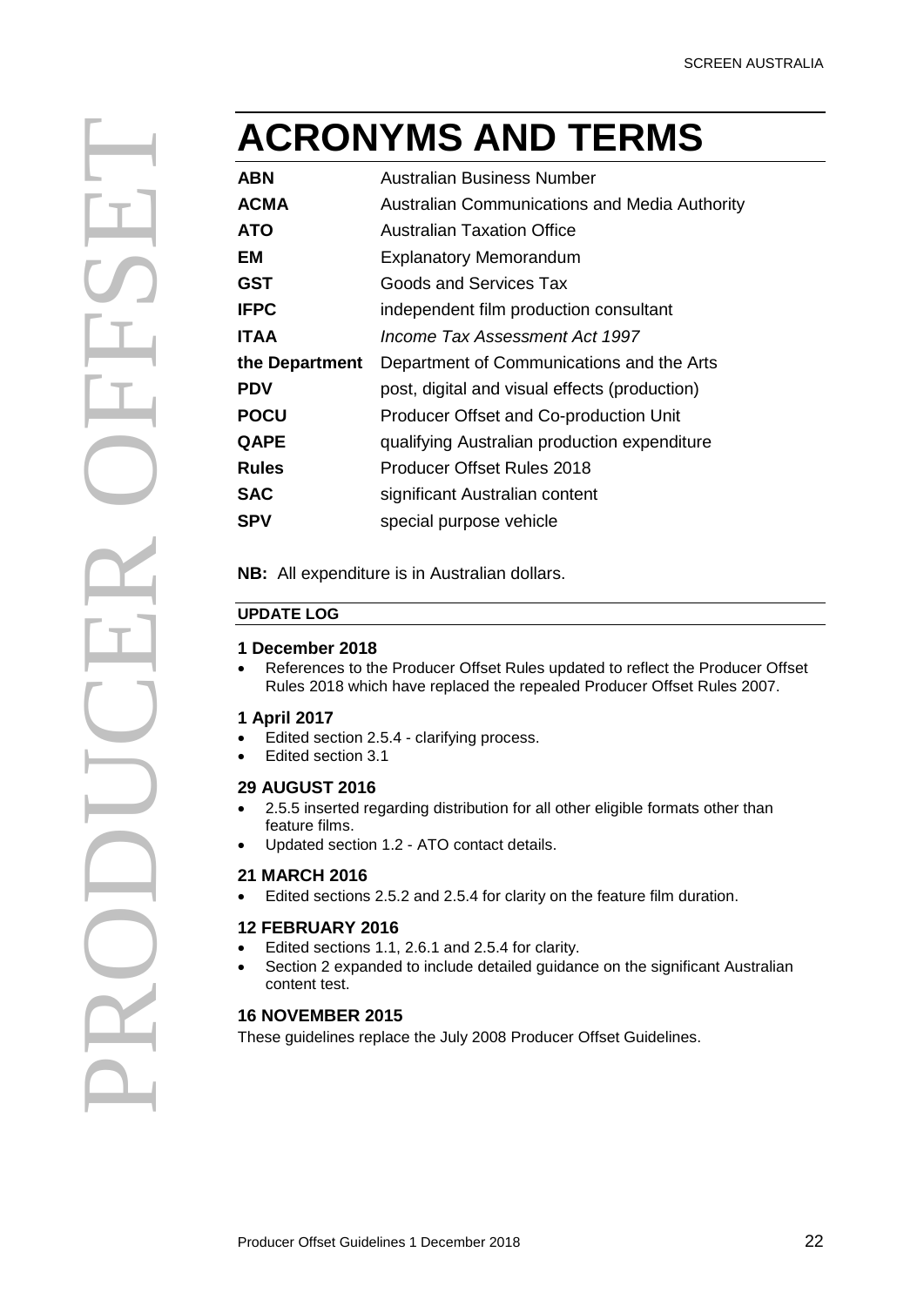# ACRONYMS AND TERMS

| | |
|---|---|
| **ABN** | Australian Business Number |
| **ACMA** | Australian Communications and Media Authority |
| **ATO** | Australian Taxation Office |
| **EM** | Explanatory Memorandum |
| **GST** | Goods and Services Tax |
| **IFPC** | independent film production consultant |
| **ITAA** | *Income Tax Assessment Act 1997* |
| **the Department** | Department of Communications and the Arts |
| **PDV** | post, digital and visual effects (production) |
| **POCU** | Producer Offset and Co-production Unit |
| **QAPE** | qualifying Australian production expenditure |
| **Rules** | Producer Offset Rules 2018 |
| **SAC** | significant Australian content |
| **SPV** | special purpose vehicle |

**NB:** All expenditure is in Australian dollars.

**UPDATE LOG**

**1 December 2018**

- References to the Producer Offset Rules updated to reflect the Producer Offset Rules 2018 which have replaced the repealed Producer Offset Rules 2007.

**1 April 2017**

- Edited section 2.5.4 - clarifying process.
- Edited section 3.1

**29 AUGUST 2016**

- 2.5.5 inserted regarding distribution for all other eligible formats other than feature films.
- Updated section 1.2 - ATO contact details.

**21 MARCH 2016**

- Edited sections 2.5.2 and 2.5.4 for clarity on the feature film duration.

**12 FEBRUARY 2016**

- Edited sections 1.1, 2.6.1 and 2.5.4 for clarity.
- Section 2 expanded to include detailed guidance on the significant Australian content test.

**16 NOVEMBER 2015**

These guidelines replace the July 2008 Producer Offset Guidelines.